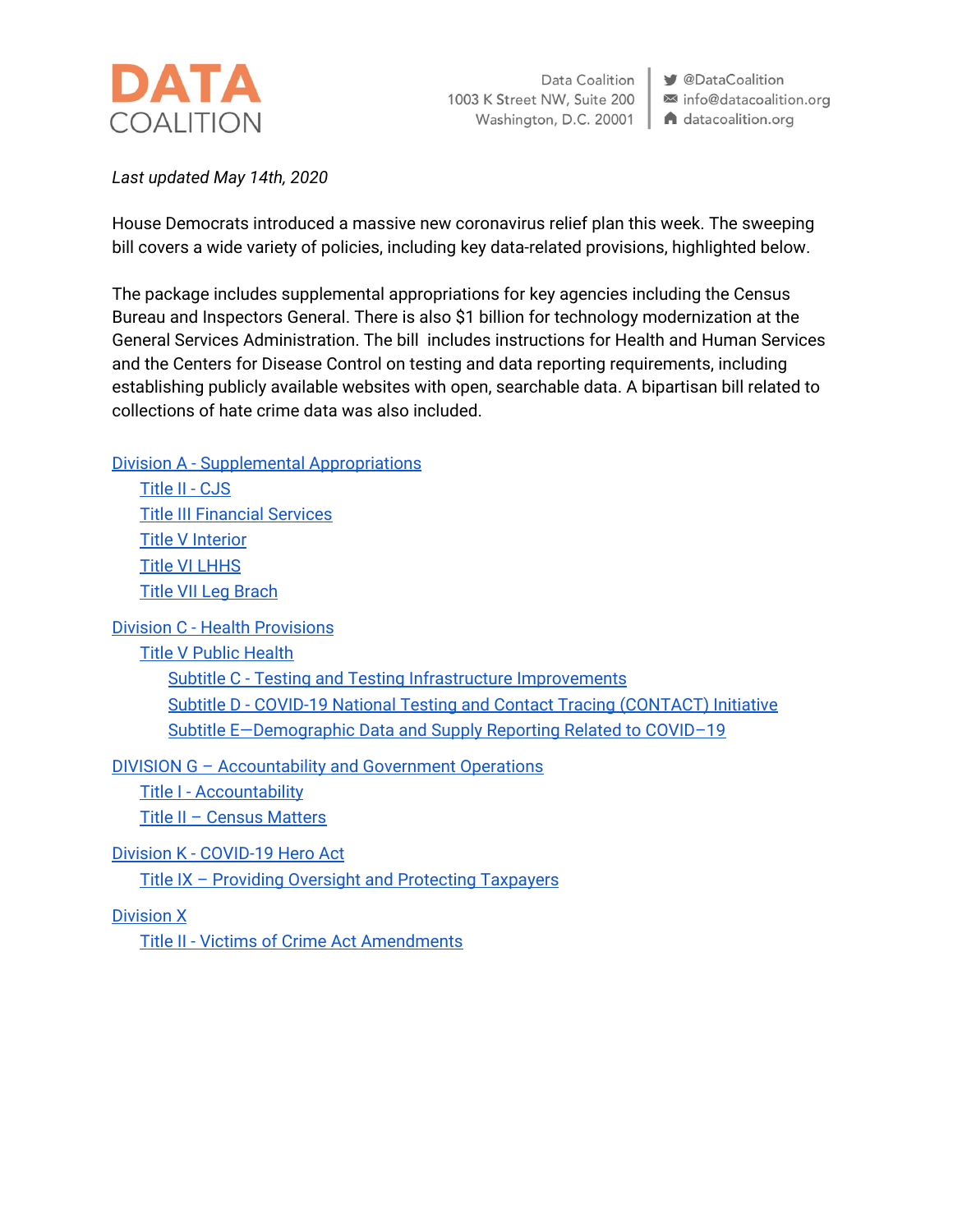**DATA COALITION**

Data Coalition
1003 K Street NW, Suite 200
Washington, D.C. 20001

@DataCoalition
info@datacoalition.org
datacoalition.org

*Last updated May 14th, 2020*

House Democrats introduced a massive new coronavirus relief plan this week. The sweeping bill covers a wide variety of policies, including key data-related provisions, highlighted below.

The package includes supplemental appropriations for key agencies including the Census Bureau and Inspectors General. There is also $1 billion for technology modernization at the General Services Administration. The bill includes instructions for Health and Human Services and the Centers for Disease Control on testing and data reporting requirements, including establishing publicly available websites with open, searchable data. A bipartisan bill related to collections of hate crime data was also included.

- Division A - Supplemental Appropriations
  - Title II - CJS
  - Title III Financial Services
  - Title V Interior
  - Title VI LHHS
  - Title VII Leg Brach
- Division C - Health Provisions
  - Title V Public Health
    - Subtitle C - Testing and Testing Infrastructure Improvements
    - Subtitle D - COVID-19 National Testing and Contact Tracing (CONTACT) Initiative
    - Subtitle E—Demographic Data and Supply Reporting Related to COVID–19
- DIVISION G – Accountability and Government Operations
  - Title I - Accountability
  - Title II – Census Matters
- Division K - COVID-19 Hero Act
  - Title IX – Providing Oversight and Protecting Taxpayers
- Division X
  - Title II - Victims of Crime Act Amendments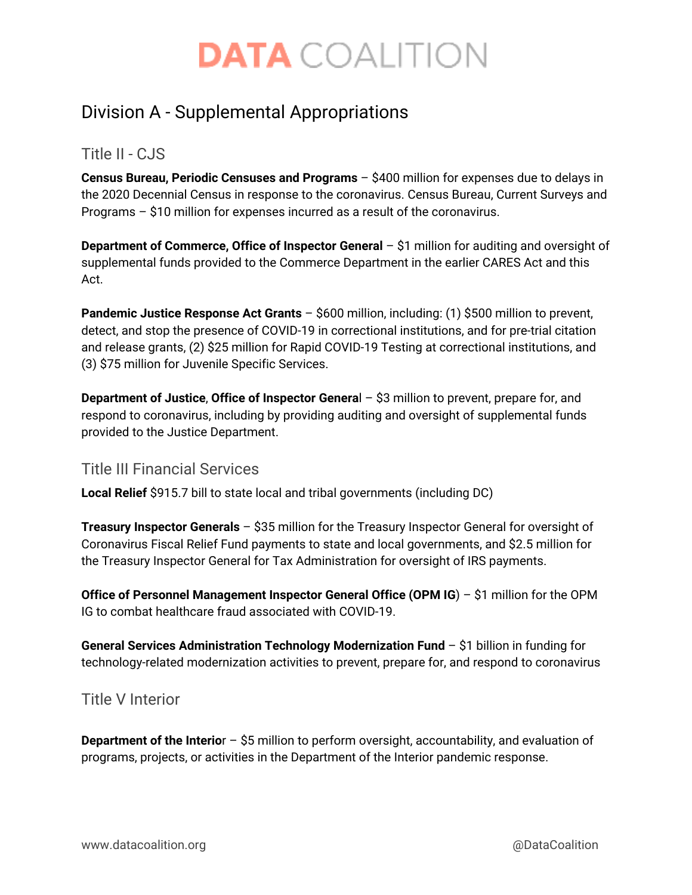# Division A - Supplemental Appropriations

## Title II - CJS

**Census Bureau, Periodic Censuses and Programs** – $400 million for expenses due to delays in the 2020 Decennial Census in response to the coronavirus. Census Bureau, Current Surveys and Programs – $10 million for expenses incurred as a result of the coronavirus.

**Department of Commerce, Office of Inspector General** – $1 million for auditing and oversight of supplemental funds provided to the Commerce Department in the earlier CARES Act and this Act.

**Pandemic Justice Response Act Grants** – $600 million, including: (1) $500 million to prevent, detect, and stop the presence of COVID-19 in correctional institutions, and for pre-trial citation and release grants, (2) $25 million for Rapid COVID-19 Testing at correctional institutions, and (3) $75 million for Juvenile Specific Services.

**Department of Justice**, **Office of Inspector Genera**l – $3 million to prevent, prepare for, and respond to coronavirus, including by providing auditing and oversight of supplemental funds provided to the Justice Department.

## Title III Financial Services

**Local Relief** $915.7 bill to state local and tribal governments (including DC)

**Treasury Inspector Generals** – $35 million for the Treasury Inspector General for oversight of Coronavirus Fiscal Relief Fund payments to state and local governments, and $2.5 million for the Treasury Inspector General for Tax Administration for oversight of IRS payments.

**Office of Personnel Management Inspector General Office (OPM IG**) – $1 million for the OPM IG to combat healthcare fraud associated with COVID-19.

**General Services Administration Technology Modernization Fund** – $1 billion in funding for technology-related modernization activities to prevent, prepare for, and respond to coronavirus

## Title V Interior

**Department of the Interio**r – $5 million to perform oversight, accountability, and evaluation of programs, projects, or activities in the Department of the Interior pandemic response.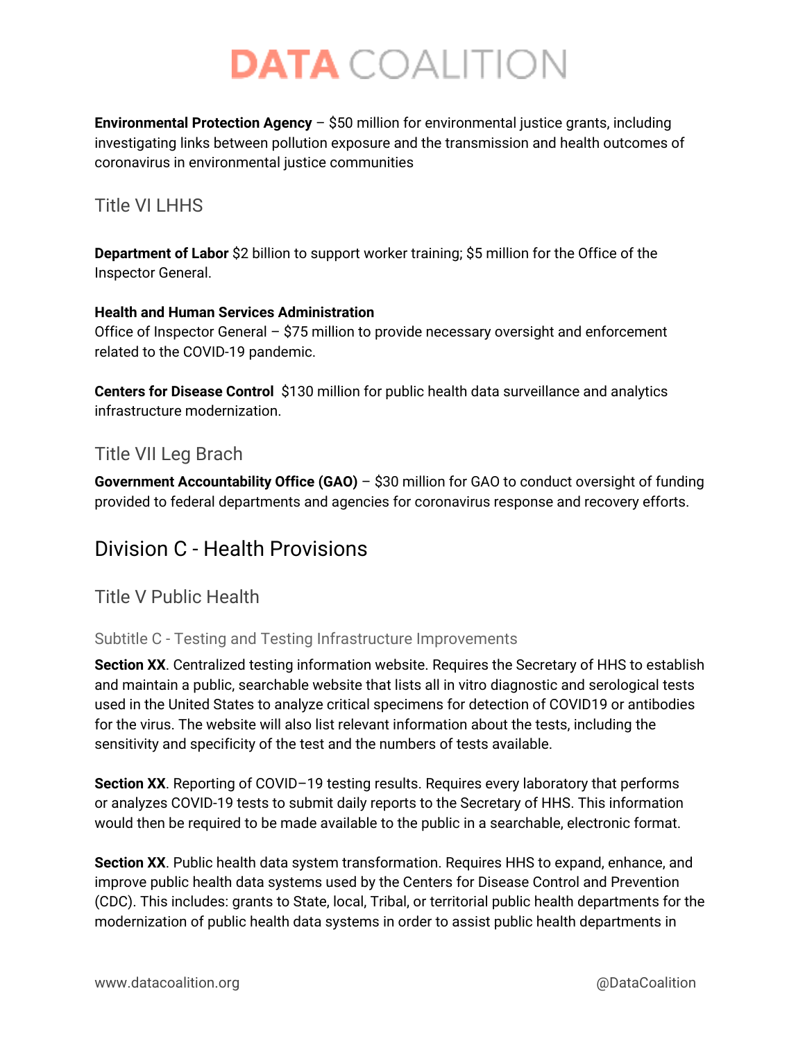**Environmental Protection Agency** – $50 million for environmental justice grants, including investigating links between pollution exposure and the transmission and health outcomes of coronavirus in environmental justice communities

### Title VI LHHS

**Department of Labor** $2 billion to support worker training; $5 million for the Office of the Inspector General.

**Health and Human Services Administration**
Office of Inspector General – $75 million to provide necessary oversight and enforcement related to the COVID-19 pandemic.

**Centers for Disease Control** $130 million for public health data surveillance and analytics infrastructure modernization.

### Title VII Leg Brach

**Government Accountability Office (GAO)** – $30 million for GAO to conduct oversight of funding provided to federal departments and agencies for coronavirus response and recovery efforts.

## Division C - Health Provisions

### Title V Public Health

#### Subtitle C - Testing and Testing Infrastructure Improvements

**Section XX**. Centralized testing information website. Requires the Secretary of HHS to establish and maintain a public, searchable website that lists all in vitro diagnostic and serological tests used in the United States to analyze critical specimens for detection of COVID19 or antibodies for the virus. The website will also list relevant information about the tests, including the sensitivity and specificity of the test and the numbers of tests available.

**Section XX**. Reporting of COVID–19 testing results. Requires every laboratory that performs or analyzes COVID-19 tests to submit daily reports to the Secretary of HHS. This information would then be required to be made available to the public in a searchable, electronic format.

**Section XX**. Public health data system transformation. Requires HHS to expand, enhance, and improve public health data systems used by the Centers for Disease Control and Prevention (CDC). This includes: grants to State, local, Tribal, or territorial public health departments for the modernization of public health data systems in order to assist public health departments in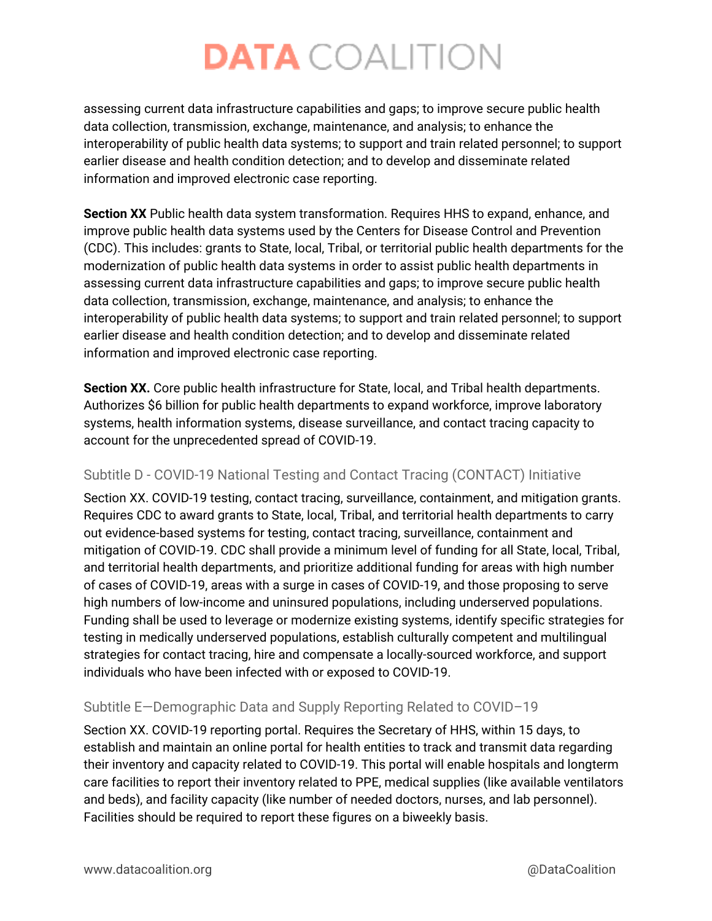assessing current data infrastructure capabilities and gaps; to improve secure public health data collection, transmission, exchange, maintenance, and analysis; to enhance the interoperability of public health data systems; to support and train related personnel; to support earlier disease and health condition detection; and to develop and disseminate related information and improved electronic case reporting.

**Section XX** Public health data system transformation. Requires HHS to expand, enhance, and improve public health data systems used by the Centers for Disease Control and Prevention (CDC). This includes: grants to State, local, Tribal, or territorial public health departments for the modernization of public health data systems in order to assist public health departments in assessing current data infrastructure capabilities and gaps; to improve secure public health data collection, transmission, exchange, maintenance, and analysis; to enhance the interoperability of public health data systems; to support and train related personnel; to support earlier disease and health condition detection; and to develop and disseminate related information and improved electronic case reporting.

**Section XX.** Core public health infrastructure for State, local, and Tribal health departments. Authorizes $6 billion for public health departments to expand workforce, improve laboratory systems, health information systems, disease surveillance, and contact tracing capacity to account for the unprecedented spread of COVID-19.

### Subtitle D - COVID-19 National Testing and Contact Tracing (CONTACT) Initiative

Section XX. COVID-19 testing, contact tracing, surveillance, containment, and mitigation grants. Requires CDC to award grants to State, local, Tribal, and territorial health departments to carry out evidence-based systems for testing, contact tracing, surveillance, containment and mitigation of COVID-19. CDC shall provide a minimum level of funding for all State, local, Tribal, and territorial health departments, and prioritize additional funding for areas with high number of cases of COVID-19, areas with a surge in cases of COVID-19, and those proposing to serve high numbers of low-income and uninsured populations, including underserved populations. Funding shall be used to leverage or modernize existing systems, identify specific strategies for testing in medically underserved populations, establish culturally competent and multilingual strategies for contact tracing, hire and compensate a locally-sourced workforce, and support individuals who have been infected with or exposed to COVID-19.

### Subtitle E—Demographic Data and Supply Reporting Related to COVID–19

Section XX. COVID-19 reporting portal. Requires the Secretary of HHS, within 15 days, to establish and maintain an online portal for health entities to track and transmit data regarding their inventory and capacity related to COVID-19. This portal will enable hospitals and longterm care facilities to report their inventory related to PPE, medical supplies (like available ventilators and beds), and facility capacity (like number of needed doctors, nurses, and lab personnel). Facilities should be required to report these figures on a biweekly basis.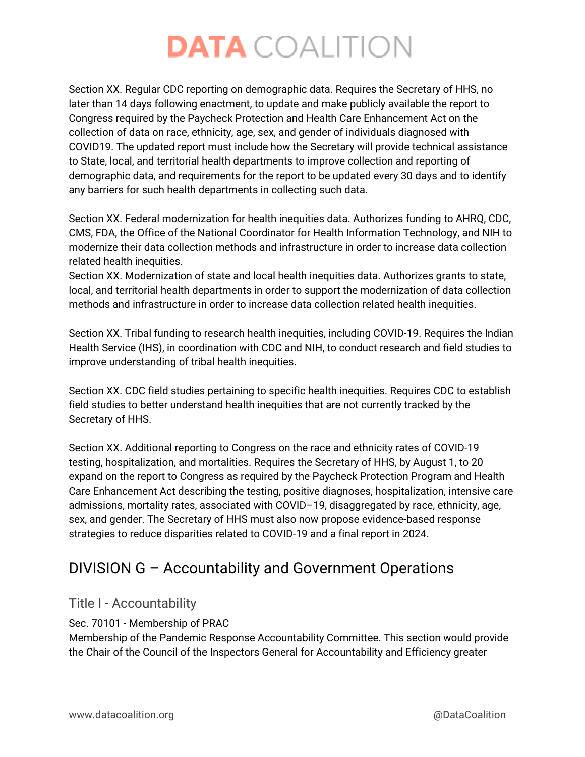Section XX. Regular CDC reporting on demographic data. Requires the Secretary of HHS, no later than 14 days following enactment, to update and make publicly available the report to Congress required by the Paycheck Protection and Health Care Enhancement Act on the collection of data on race, ethnicity, age, sex, and gender of individuals diagnosed with COVID19. The updated report must include how the Secretary will provide technical assistance to State, local, and territorial health departments to improve collection and reporting of demographic data, and requirements for the report to be updated every 30 days and to identify any barriers for such health departments in collecting such data.

Section XX. Federal modernization for health inequities data. Authorizes funding to AHRQ, CDC, CMS, FDA, the Office of the National Coordinator for Health Information Technology, and NIH to modernize their data collection methods and infrastructure in order to increase data collection related health inequities.

Section XX. Modernization of state and local health inequities data. Authorizes grants to state, local, and territorial health departments in order to support the modernization of data collection methods and infrastructure in order to increase data collection related health inequities.

Section XX. Tribal funding to research health inequities, including COVID-19. Requires the Indian Health Service (IHS), in coordination with CDC and NIH, to conduct research and field studies to improve understanding of tribal health inequities.

Section XX. CDC field studies pertaining to specific health inequities. Requires CDC to establish field studies to better understand health inequities that are not currently tracked by the Secretary of HHS.

Section XX. Additional reporting to Congress on the race and ethnicity rates of COVID-19 testing, hospitalization, and mortalities. Requires the Secretary of HHS, by August 1, to 20 expand on the report to Congress as required by the Paycheck Protection Program and Health Care Enhancement Act describing the testing, positive diagnoses, hospitalization, intensive care admissions, mortality rates, associated with COVID–19, disaggregated by race, ethnicity, age, sex, and gender. The Secretary of HHS must also now propose evidence-based response strategies to reduce disparities related to COVID-19 and a final report in 2024.

## DIVISION G – Accountability and Government Operations

### Title I - Accountability

Sec. 70101 - Membership of PRAC

Membership of the Pandemic Response Accountability Committee. This section would provide the Chair of the Council of the Inspectors General for Accountability and Efficiency greater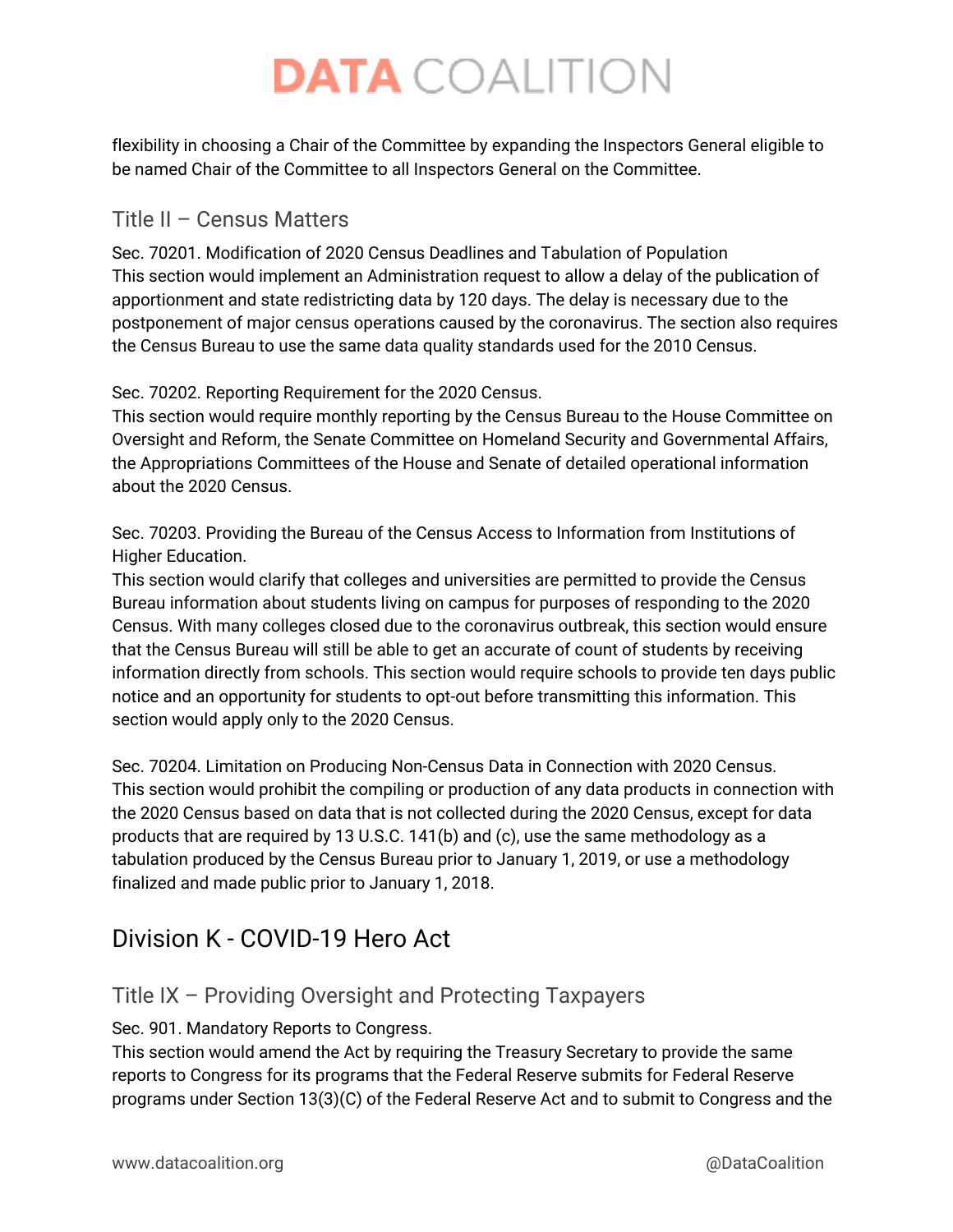flexibility in choosing a Chair of the Committee by expanding the Inspectors General eligible to be named Chair of the Committee to all Inspectors General on the Committee.

### Title II – Census Matters

Sec. 70201. Modification of 2020 Census Deadlines and Tabulation of Population
This section would implement an Administration request to allow a delay of the publication of apportionment and state redistricting data by 120 days. The delay is necessary due to the postponement of major census operations caused by the coronavirus. The section also requires the Census Bureau to use the same data quality standards used for the 2010 Census.

Sec. 70202. Reporting Requirement for the 2020 Census.
This section would require monthly reporting by the Census Bureau to the House Committee on Oversight and Reform, the Senate Committee on Homeland Security and Governmental Affairs, the Appropriations Committees of the House and Senate of detailed operational information about the 2020 Census.

Sec. 70203. Providing the Bureau of the Census Access to Information from Institutions of Higher Education.
This section would clarify that colleges and universities are permitted to provide the Census Bureau information about students living on campus for purposes of responding to the 2020 Census. With many colleges closed due to the coronavirus outbreak, this section would ensure that the Census Bureau will still be able to get an accurate of count of students by receiving information directly from schools. This section would require schools to provide ten days public notice and an opportunity for students to opt-out before transmitting this information. This section would apply only to the 2020 Census.

Sec. 70204. Limitation on Producing Non-Census Data in Connection with 2020 Census.
This section would prohibit the compiling or production of any data products in connection with the 2020 Census based on data that is not collected during the 2020 Census, except for data products that are required by 13 U.S.C. 141(b) and (c), use the same methodology as a tabulation produced by the Census Bureau prior to January 1, 2019, or use a methodology finalized and made public prior to January 1, 2018.

## Division K - COVID-19 Hero Act

### Title IX – Providing Oversight and Protecting Taxpayers

Sec. 901. Mandatory Reports to Congress.
This section would amend the Act by requiring the Treasury Secretary to provide the same reports to Congress for its programs that the Federal Reserve submits for Federal Reserve programs under Section 13(3)(C) of the Federal Reserve Act and to submit to Congress and the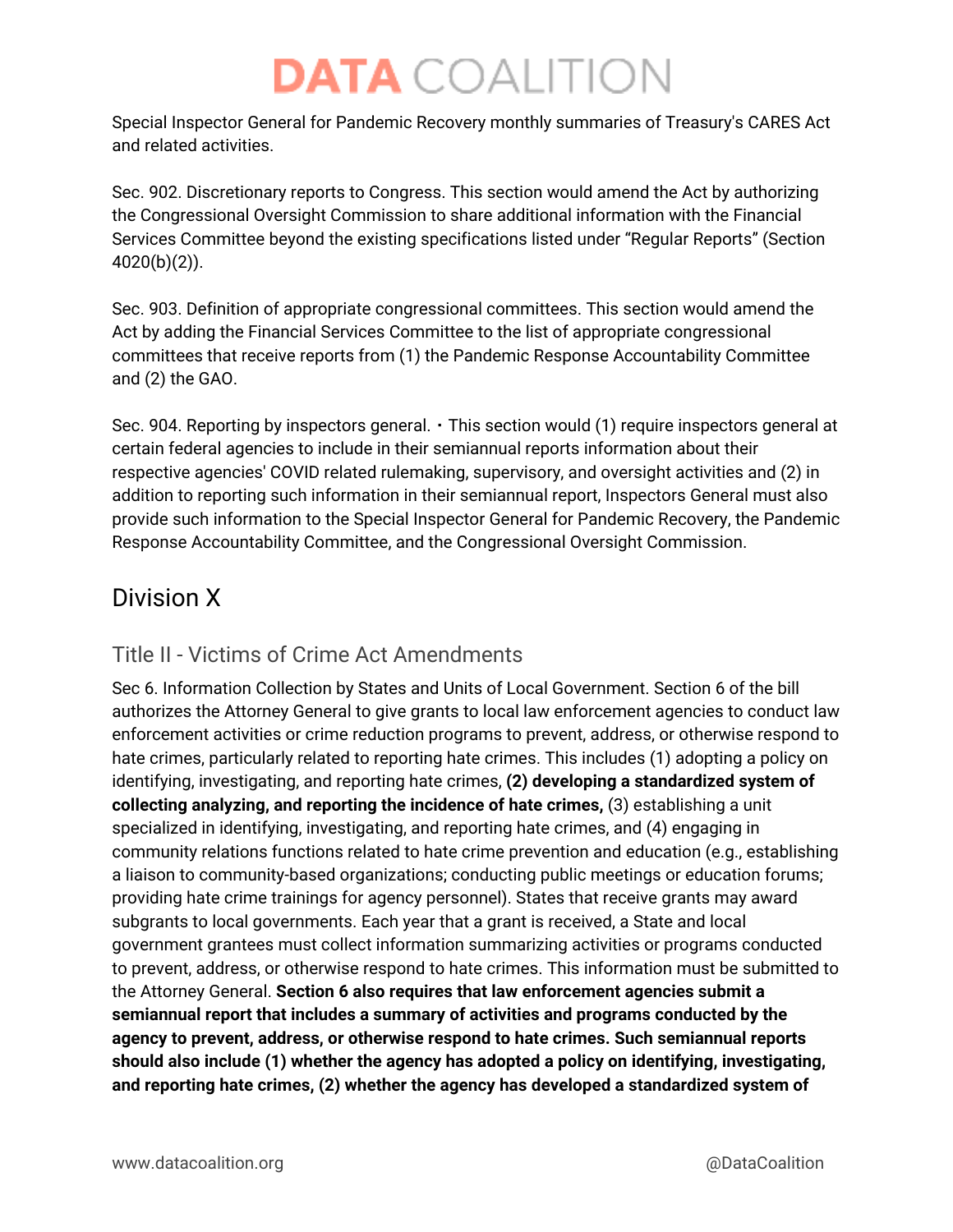Special Inspector General for Pandemic Recovery monthly summaries of Treasury's CARES Act and related activities.

Sec. 902. Discretionary reports to Congress. This section would amend the Act by authorizing the Congressional Oversight Commission to share additional information with the Financial Services Committee beyond the existing specifications listed under “Regular Reports” (Section 4020(b)(2)).

Sec. 903. Definition of appropriate congressional committees. This section would amend the Act by adding the Financial Services Committee to the list of appropriate congressional committees that receive reports from (1) the Pandemic Response Accountability Committee and (2) the GAO.

Sec. 904. Reporting by inspectors general. ・This section would (1) require inspectors general at certain federal agencies to include in their semiannual reports information about their respective agencies' COVID related rulemaking, supervisory, and oversight activities and (2) in addition to reporting such information in their semiannual report, Inspectors General must also provide such information to the Special Inspector General for Pandemic Recovery, the Pandemic Response Accountability Committee, and the Congressional Oversight Commission.

## Division X

### Title II - Victims of Crime Act Amendments

Sec 6. Information Collection by States and Units of Local Government. Section 6 of the bill authorizes the Attorney General to give grants to local law enforcement agencies to conduct law enforcement activities or crime reduction programs to prevent, address, or otherwise respond to hate crimes, particularly related to reporting hate crimes. This includes (1) adopting a policy on identifying, investigating, and reporting hate crimes, **(2) developing a standardized system of collecting analyzing, and reporting the incidence of hate crimes,** (3) establishing a unit specialized in identifying, investigating, and reporting hate crimes, and (4) engaging in community relations functions related to hate crime prevention and education (e.g., establishing a liaison to community-based organizations; conducting public meetings or education forums; providing hate crime trainings for agency personnel). States that receive grants may award subgrants to local governments. Each year that a grant is received, a State and local government grantees must collect information summarizing activities or programs conducted to prevent, address, or otherwise respond to hate crimes. This information must be submitted to the Attorney General. **Section 6 also requires that law enforcement agencies submit a semiannual report that includes a summary of activities and programs conducted by the agency to prevent, address, or otherwise respond to hate crimes. Such semiannual reports should also include (1) whether the agency has adopted a policy on identifying, investigating, and reporting hate crimes, (2) whether the agency has developed a standardized system of**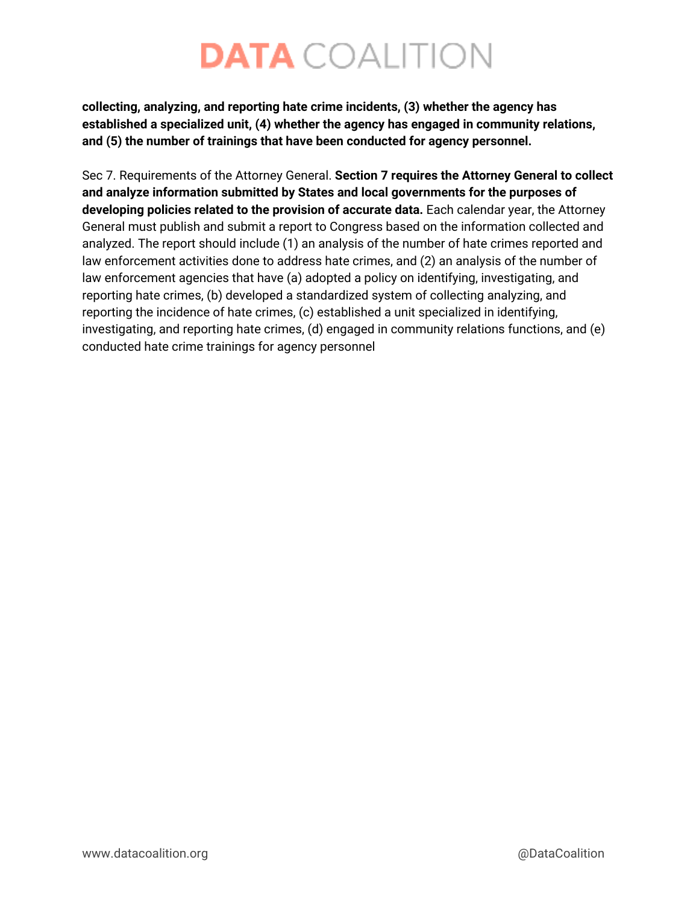**collecting, analyzing, and reporting hate crime incidents, (3) whether the agency has established a specialized unit, (4) whether the agency has engaged in community relations, and (5) the number of trainings that have been conducted for agency personnel.**

Sec 7. Requirements of the Attorney General. **Section 7 requires the Attorney General to collect and analyze information submitted by States and local governments for the purposes of developing policies related to the provision of accurate data.** Each calendar year, the Attorney General must publish and submit a report to Congress based on the information collected and analyzed. The report should include (1) an analysis of the number of hate crimes reported and law enforcement activities done to address hate crimes, and (2) an analysis of the number of law enforcement agencies that have (a) adopted a policy on identifying, investigating, and reporting hate crimes, (b) developed a standardized system of collecting analyzing, and reporting the incidence of hate crimes, (c) established a unit specialized in identifying, investigating, and reporting hate crimes, (d) engaged in community relations functions, and (e) conducted hate crime trainings for agency personnel